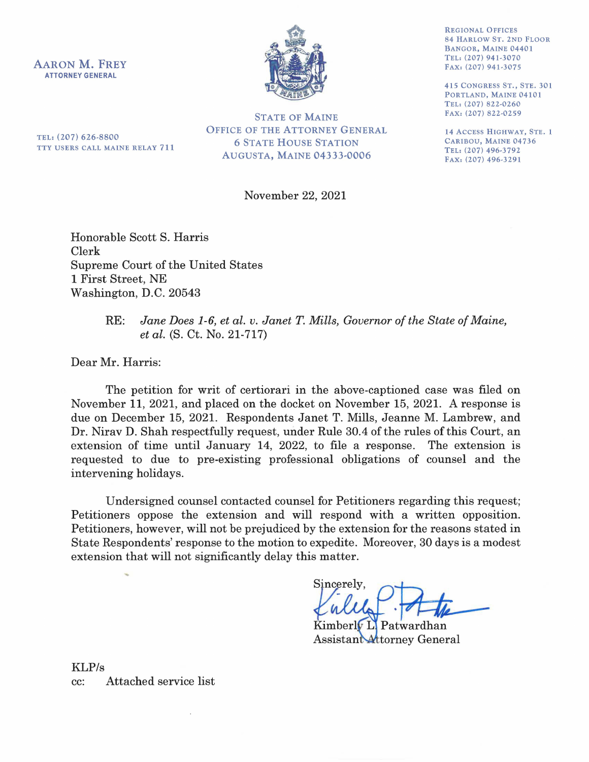**AARON M. FREY**
**ATTORNEY GENERAL**

TEL: (207) 626-8800
TTY USERS CALL MAINE RELAY 711

STATE OF MAINE
OFFICE OF THE ATTORNEY GENERAL
6 STATE HOUSE STATION
AUGUSTA, MAINE 04333-0006

REGIONAL OFFICES
84 HARLOW ST. 2ND FLOOR
BANGOR, MAINE 04401
TEL: (207) 941-3070
FAX: (207) 941-3075

415 CONGRESS ST., STE. 301
PORTLAND, MAINE 04101
TEL: (207) 822-0260
FAX: (207) 822-0259

14 ACCESS HIGHWAY, STE. 1
CARIBOU, MAINE 04736
TEL: (207) 496-3792
FAX: (207) 496-3291

November 22, 2021

Honorable Scott S. Harris
Clerk
Supreme Court of the United States
1 First Street, NE
Washington, D.C. 20543

RE: *Jane Does 1-6, et al. v. Janet T. Mills, Governor of the State of Maine, et al.* (S. Ct. No. 21-717)

Dear Mr. Harris:

The petition for writ of certiorari in the above-captioned case was filed on November 11, 2021, and placed on the docket on November 15, 2021. A response is due on December 15, 2021. Respondents Janet T. Mills, Jeanne M. Lambrew, and Dr. Nirav D. Shah respectfully request, under Rule 30.4 of the rules of this Court, an extension of time until January 14, 2022, to file a response. The extension is requested to due to pre-existing professional obligations of counsel and the intervening holidays.

Undersigned counsel contacted counsel for Petitioners regarding this request; Petitioners oppose the extension and will respond with a written opposition. Petitioners, however, will not be prejudiced by the extension for the reasons stated in State Respondents' response to the motion to expedite. Moreover, 30 days is a modest extension that will not significantly delay this matter.

Sincerely,

Kimberly L. Patwardhan
Assistant Attorney General

KLP/s
cc: Attached service list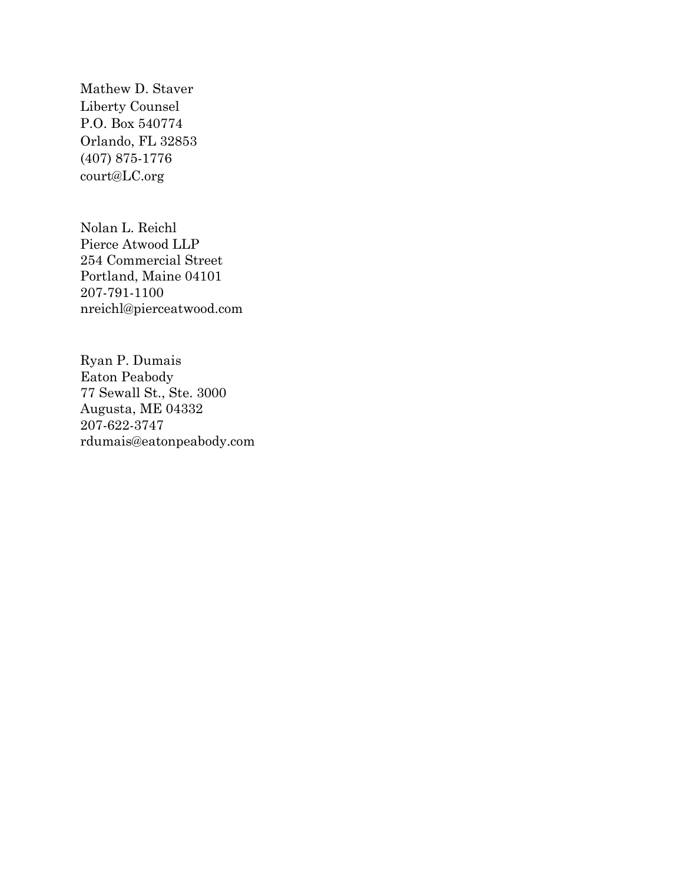Mathew D. Staver
Liberty Counsel
P.O. Box 540774
Orlando, FL 32853
(407) 875-1776
court@LC.org

Nolan L. Reichl
Pierce Atwood LLP
254 Commercial Street
Portland, Maine 04101
207-791-1100
nreichl@pierceatwood.com

Ryan P. Dumais
Eaton Peabody
77 Sewall St., Ste. 3000
Augusta, ME 04332
207-622-3747
rdumais@eatonpeabody.com